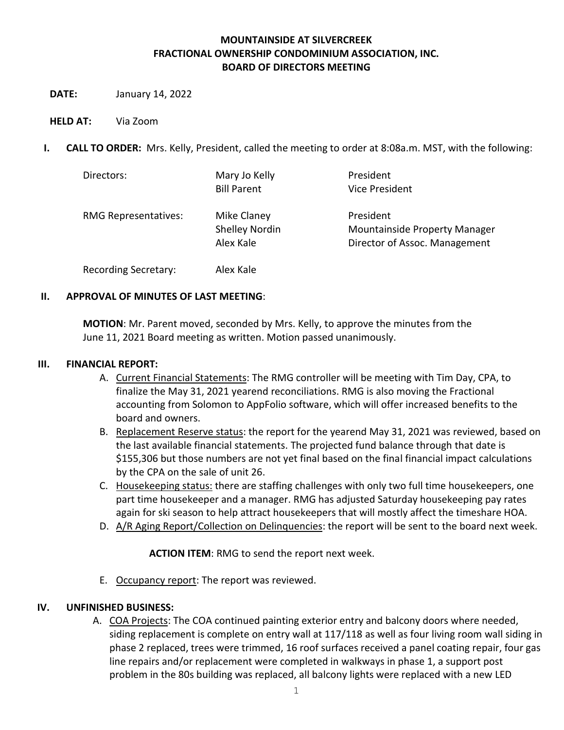# MOUNTAINSIDE AT SILVERCREEK
# FRACTIONAL OWNERSHIP CONDOMINIUM ASSOCIATION, INC.
# BOARD OF DIRECTORS MEETING

**DATE:** January 14, 2022

**HELD AT:** Via Zoom

## I. CALL TO ORDER:

Mrs. Kelly, President, called the meeting to order at 8:08a.m. MST, with the following:

| | | |
|---|---|---|
| Directors: | Mary Jo Kelly | President |
| | Bill Parent | Vice President |
| RMG Representatives: | Mike Claney | President |
| | Shelley Nordin | Mountainside Property Manager |
| | Alex Kale | Director of Assoc. Management |
| Recording Secretary: | Alex Kale | |

## II. APPROVAL OF MINUTES OF LAST MEETING:

**MOTION**: Mr. Parent moved, seconded by Mrs. Kelly, to approve the minutes from the June 11, 2021 Board meeting as written. Motion passed unanimously.

## III. FINANCIAL REPORT:

A. Current Financial Statements: The RMG controller will be meeting with Tim Day, CPA, to finalize the May 31, 2021 yearend reconciliations. RMG is also moving the Fractional accounting from Solomon to AppFolio software, which will offer increased benefits to the board and owners.

B. Replacement Reserve status: the report for the yearend May 31, 2021 was reviewed, based on the last available financial statements. The projected fund balance through that date is $155,306 but those numbers are not yet final based on the final financial impact calculations by the CPA on the sale of unit 26.

C. Housekeeping status: there are staffing challenges with only two full time housekeepers, one part time housekeeper and a manager. RMG has adjusted Saturday housekeeping pay rates again for ski season to help attract housekeepers that will mostly affect the timeshare HOA.

D. A/R Aging Report/Collection on Delinquencies: the report will be sent to the board next week.

**ACTION ITEM**: RMG to send the report next week.

E. Occupancy report: The report was reviewed.

## IV. UNFINISHED BUSINESS:

A. COA Projects: The COA continued painting exterior entry and balcony doors where needed, siding replacement is complete on entry wall at 117/118 as well as four living room wall siding in phase 2 replaced, trees were trimmed, 16 roof surfaces received a panel coating repair, four gas line repairs and/or replacement were completed in walkways in phase 1, a support post problem in the 80s building was replaced, all balcony lights were replaced with a new LED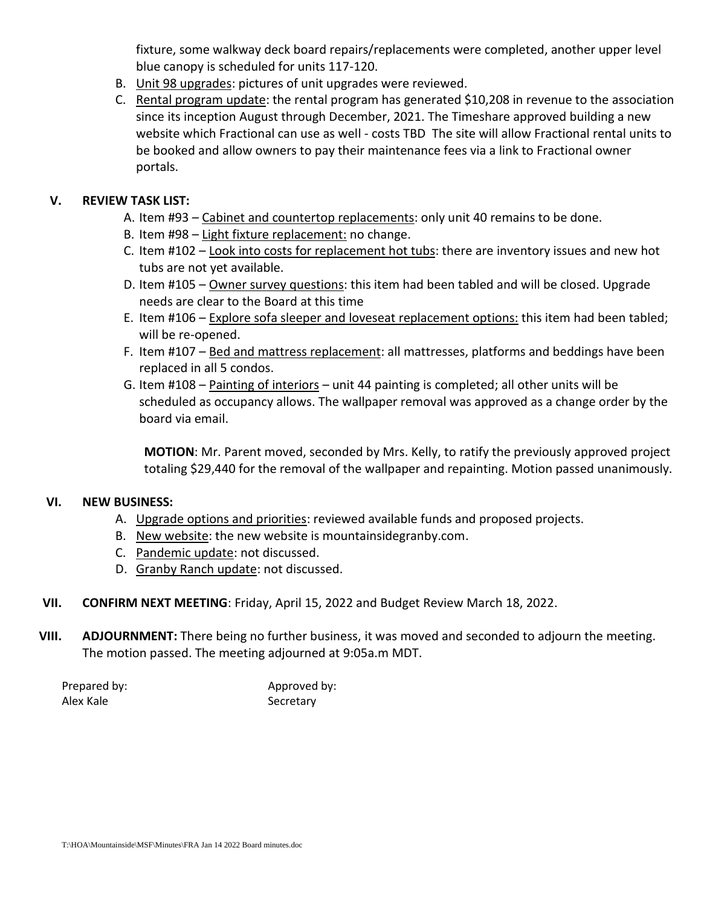fixture, some walkway deck board repairs/replacements were completed, another upper level blue canopy is scheduled for units 117-120.

B. Unit 98 upgrades: pictures of unit upgrades were reviewed.

C. Rental program update: the rental program has generated $10,208 in revenue to the association since its inception August through December, 2021. The Timeshare approved building a new website which Fractional can use as well - costs TBD The site will allow Fractional rental units to be booked and allow owners to pay their maintenance fees via a link to Fractional owner portals.

**V. REVIEW TASK LIST:**

A. Item #93 – Cabinet and countertop replacements: only unit 40 remains to be done.

B. Item #98 – Light fixture replacement: no change.

C. Item #102 – Look into costs for replacement hot tubs: there are inventory issues and new hot tubs are not yet available.

D. Item #105 – Owner survey questions: this item had been tabled and will be closed. Upgrade needs are clear to the Board at this time

E. Item #106 – Explore sofa sleeper and loveseat replacement options: this item had been tabled; will be re-opened.

F. Item #107 – Bed and mattress replacement: all mattresses, platforms and beddings have been replaced in all 5 condos.

G. Item #108 – Painting of interiors – unit 44 painting is completed; all other units will be scheduled as occupancy allows. The wallpaper removal was approved as a change order by the board via email.

**MOTION**: Mr. Parent moved, seconded by Mrs. Kelly, to ratify the previously approved project totaling $29,440 for the removal of the wallpaper and repainting. Motion passed unanimously.

**VI. NEW BUSINESS:**

A. Upgrade options and priorities: reviewed available funds and proposed projects.

B. New website: the new website is mountainsidegranby.com.

C. Pandemic update: not discussed.

D. Granby Ranch update: not discussed.

**VII. CONFIRM NEXT MEETING**: Friday, April 15, 2022 and Budget Review March 18, 2022.

**VIII. ADJOURNMENT:** There being no further business, it was moved and seconded to adjourn the meeting. The motion passed. The meeting adjourned at 9:05a.m MDT.

Prepared by:
Alex Kale

Approved by:
Secretary

T:\HOA\Mountainside\MSF\Minutes\FRA Jan 14 2022 Board minutes.doc